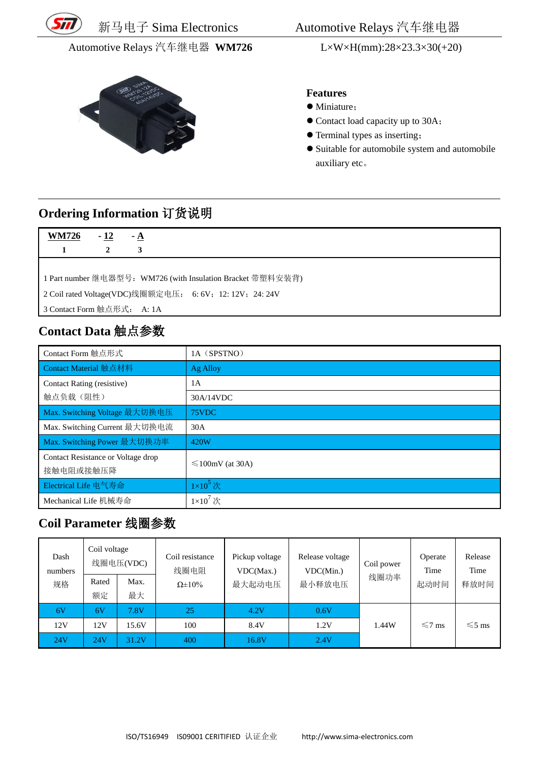# Automotive Relays 汽车继电器 **WM726**

L×W×H(mm):28×23.3×30(+20)

**Features**

- Miniature；
- Contact load capacity up to 30A；
- Terminal types as inserting；
- Suitable for automobile system and automobile auxiliary etc。

## Ordering Information 订货说明

| WM726 | - 12 | - A |
|---|---|---|
| 1 | 2 | 3 |

1 Part number 继电器型号：WM726 (with Insulation Bracket 带塑料安装背)

2 Coil rated Voltage(VDC)线圈额定电压： 6: 6V；12: 12V；24: 24V

3 Contact Form 触点形式： A: 1A

## Contact Data 触点参数

| | |
|---|---|
| Contact Form 触点形式 | 1A（SPSTNO） |
| Contact Material 触点材料 | Ag Alloy |
| Contact Rating (resistive) 触点负载（阻性） | 1A |
| | 30A/14VDC |
| Max. Switching Voltage 最大切换电压 | 75VDC |
| Max. Switching Current 最大切换电流 | 30A |
| Max. Switching Power 最大切换功率 | 420W |
| Contact Resistance or Voltage drop 接触电阻或接触压降 | ≤100mV (at 30A) |
| Electrical Life 电气寿命 | $1\times10^5$ 次 |
| Mechanical Life 机械寿命 | $1\times10^7$ 次 |

## Coil Parameter 线圈参数

| Dash numbers 规格 | Coil voltage 线圈电压(VDC) | | Coil resistance 线圈电阻 Ω±10% | Pickup voltage VDC(Max.) 最大起动电压 | Release voltage VDC(Min.) 最小释放电压 | Coil power 线圈功率 | Operate Time 起动时间 | Release Time 释放时间 |
|---|---|---|---|---|---|---|---|---|
| | Rated 额定 | Max. 最大 | | | | | | |
| 6V | 6V | 7.8V | 25 | 4.2V | 0.6V | 1.44W | ≤7 ms | ≤5 ms |
| 12V | 12V | 15.6V | 100 | 8.4V | 1.2V | | | |
| 24V | 24V | 31.2V | 400 | 16.8V | 2.4V | | | |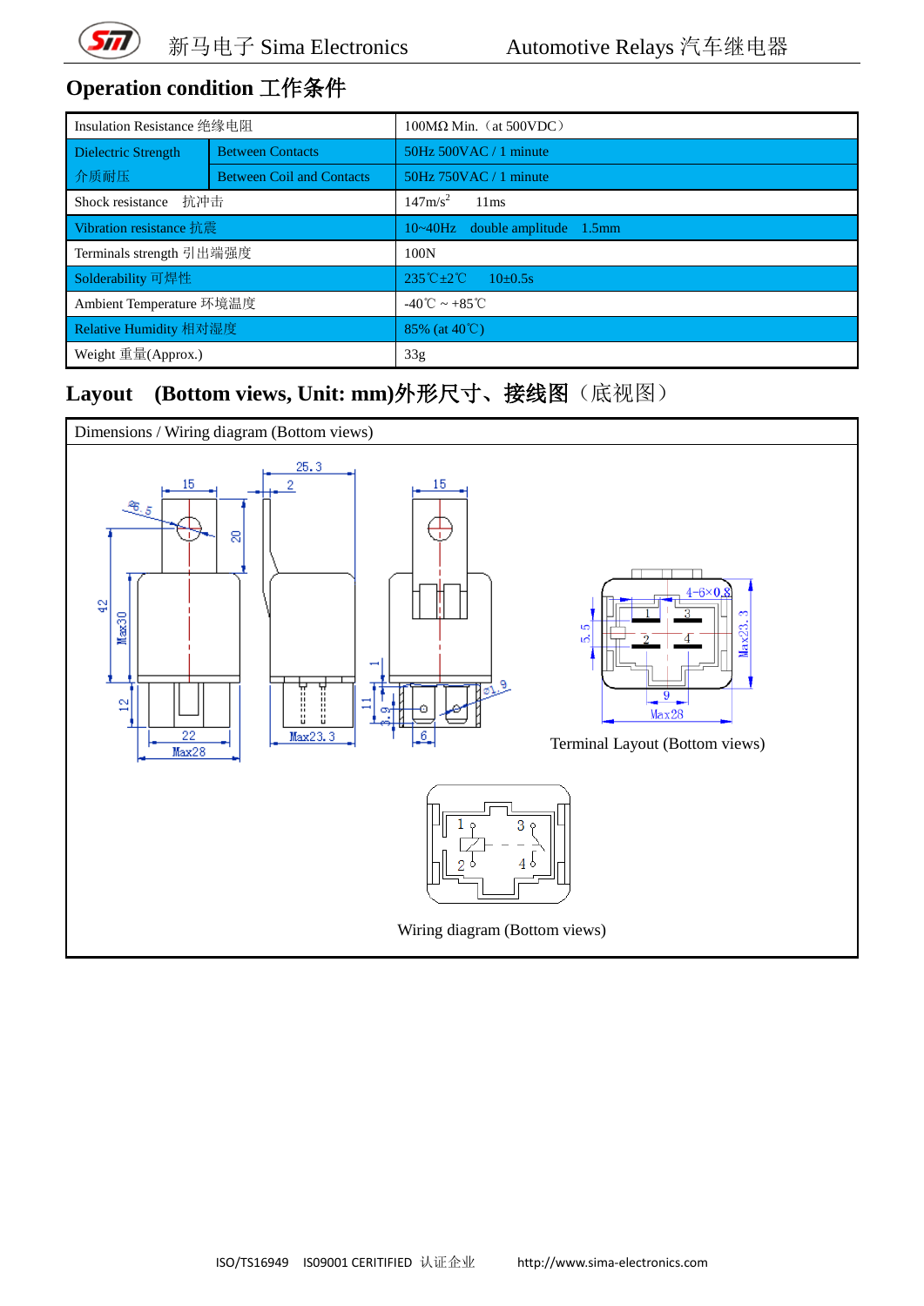## Operation condition 工作条件

| | | |
|---|---|---|
| Insulation Resistance 绝缘电阻 | | 100MΩ Min.（at 500VDC） |
| Dielectric Strength 介质耐压 | Between Contacts | 50Hz 500VAC / 1 minute |
| | Between Coil and Contacts | 50Hz 750VAC / 1 minute |
| Shock resistance 抗冲击 | | $147 m/s^2$ 11ms |
| Vibration resistance 抗震 | | 10~40Hz double amplitude 1.5mm |
| Terminals strength 引出端强度 | | 100N |
| Solderability 可焊性 | | 235℃±2℃ 10±0.5s |
| Ambient Temperature 环境温度 | | -40℃ ~ +85℃ |
| Relative Humidity 相对湿度 | | 85% (at 40℃) |
| Weight 重量(Approx.) | | 33g |

## Layout (Bottom views, Unit: mm)外形尺寸、接线图（底视图）

Dimensions / Wiring diagram (Bottom views)

15
Ø6.5
20
42
Max30
12
22
Max28
25.3
2
Max23.3
15
1
11
3.9
6
Ø1.9
4-6×0.8
5.5
1
3
2
4
9
Max28
Max23.3

Terminal Layout (Bottom views)

1
3
2
4

Wiring diagram (Bottom views)